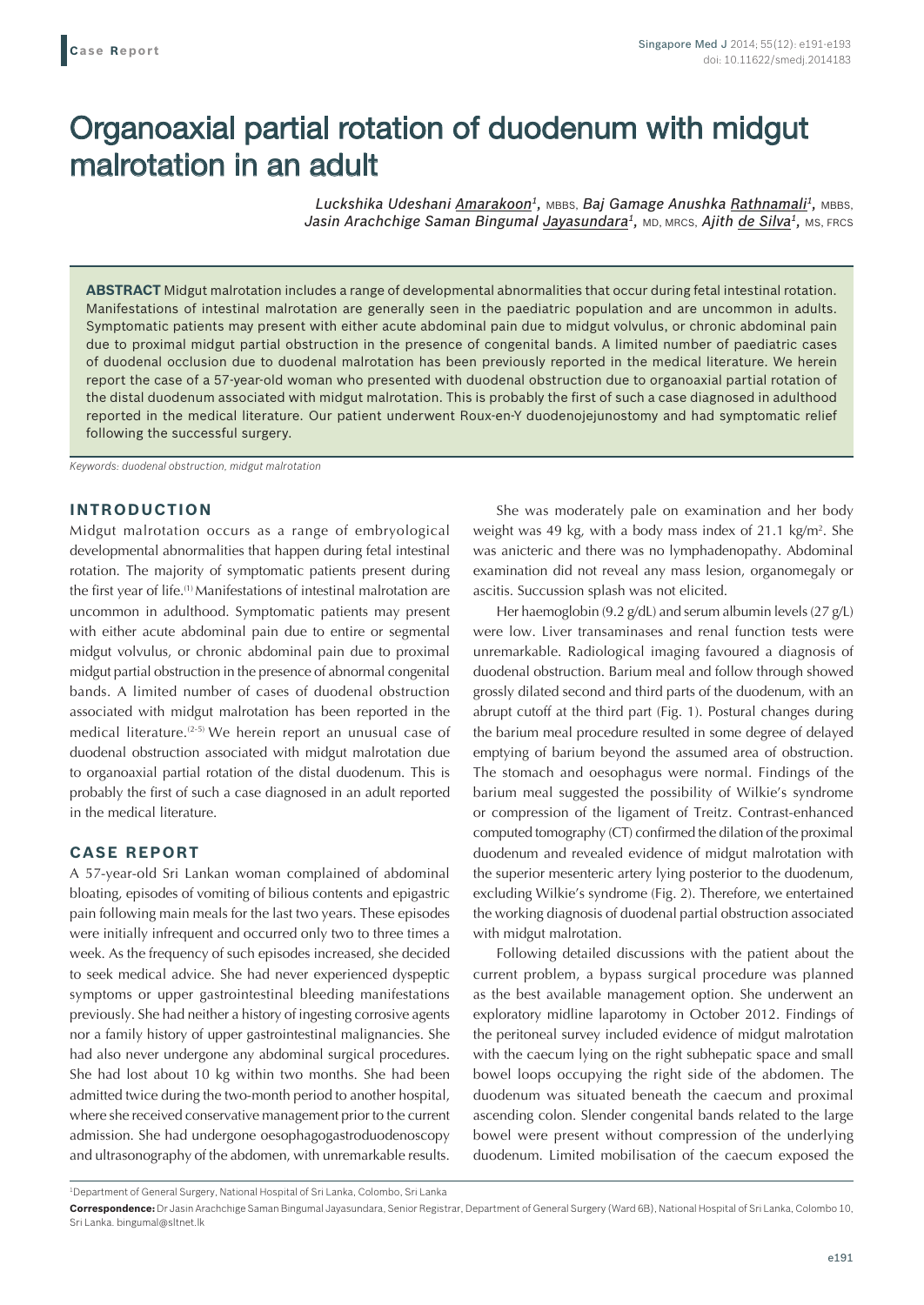**Case Report**

# Organoaxial partial rotation of duodenum with midgut malrotation in an adult

*Luckshika Udeshani Amarakoon[1], MBBS, Baj Gamage Anushka Rathnamali[1], MBBS, Jasin Arachchige Saman Bingumal Jayasundara[1], MD, MRCS, Ajith de Silva[1], MS, FRCS*

**ABSTRACT** Midgut malrotation includes a range of developmental abnormalities that occur during fetal intestinal rotation. Manifestations of intestinal malrotation are generally seen in the paediatric population and are uncommon in adults. Symptomatic patients may present with either acute abdominal pain due to midgut volvulus, or chronic abdominal pain due to proximal midgut partial obstruction in the presence of congenital bands. A limited number of paediatric cases of duodenal occlusion due to duodenal malrotation has been previously reported in the medical literature. We herein report the case of a 57-year-old woman who presented with duodenal obstruction due to organoaxial partial rotation of the distal duodenum associated with midgut malrotation. This is probably the first of such a case diagnosed in adulthood reported in the medical literature. Our patient underwent Roux-en-Y duodenojejunostomy and had symptomatic relief following the successful surgery.

*Keywords: duodenal obstruction, midgut malrotation*

## INTRODUCTION

Midgut malrotation occurs as a range of embryological developmental abnormalities that happen during fetal intestinal rotation. The majority of symptomatic patients present during the first year of life.[1] Manifestations of intestinal malrotation are uncommon in adulthood. Symptomatic patients may present with either acute abdominal pain due to entire or segmental midgut volvulus, or chronic abdominal pain due to proximal midgut partial obstruction in the presence of abnormal congenital bands. A limited number of cases of duodenal obstruction associated with midgut malrotation has been reported in the medical literature.[2-5] We herein report an unusual case of duodenal obstruction associated with midgut malrotation due to organoaxial partial rotation of the distal duodenum. This is probably the first of such a case diagnosed in an adult reported in the medical literature.

## CASE REPORT

A 57-year-old Sri Lankan woman complained of abdominal bloating, episodes of vomiting of bilious contents and epigastric pain following main meals for the last two years. These episodes were initially infrequent and occurred only two to three times a week. As the frequency of such episodes increased, she decided to seek medical advice. She had never experienced dyspeptic symptoms or upper gastrointestinal bleeding manifestations previously. She had neither a history of ingesting corrosive agents nor a family history of upper gastrointestinal malignancies. She had also never undergone any abdominal surgical procedures. She had lost about 10 kg within two months. She had been admitted twice during the two-month period to another hospital, where she received conservative management prior to the current admission. She had undergone oesophagogastroduodenoscopy and ultrasonography of the abdomen, with unremarkable results.

She was moderately pale on examination and her body weight was 49 kg, with a body mass index of 21.1 kg/m$^2$. She was anicteric and there was no lymphadenopathy. Abdominal examination did not reveal any mass lesion, organomegaly or ascitis. Succussion splash was not elicited.

Her haemoglobin (9.2 g/dL) and serum albumin levels (27 g/L) were low. Liver transaminases and renal function tests were unremarkable. Radiological imaging favoured a diagnosis of duodenal obstruction. Barium meal and follow through showed grossly dilated second and third parts of the duodenum, with an abrupt cutoff at the third part (Fig. 1). Postural changes during the barium meal procedure resulted in some degree of delayed emptying of barium beyond the assumed area of obstruction. The stomach and oesophagus were normal. Findings of the barium meal suggested the possibility of Wilkie's syndrome or compression of the ligament of Treitz. Contrast-enhanced computed tomography (CT) confirmed the dilation of the proximal duodenum and revealed evidence of midgut malrotation with the superior mesenteric artery lying posterior to the duodenum, excluding Wilkie's syndrome (Fig. 2). Therefore, we entertained the working diagnosis of duodenal partial obstruction associated with midgut malrotation.

Following detailed discussions with the patient about the current problem, a bypass surgical procedure was planned as the best available management option. She underwent an exploratory midline laparotomy in October 2012. Findings of the peritoneal survey included evidence of midgut malrotation with the caecum lying on the right subhepatic space and small bowel loops occupying the right side of the abdomen. The duodenum was situated beneath the caecum and proximal ascending colon. Slender congenital bands related to the large bowel were present without compression of the underlying duodenum. Limited mobilisation of the caecum exposed the

[1]Department of General Surgery, National Hospital of Sri Lanka, Colombo, Sri Lanka

**Correspondence:** Dr Jasin Arachchige Saman Bingumal Jayasundara, Senior Registrar, Department of General Surgery (Ward 6B), National Hospital of Sri Lanka, Colombo 10, Sri Lanka. bingumal@sltnet.lk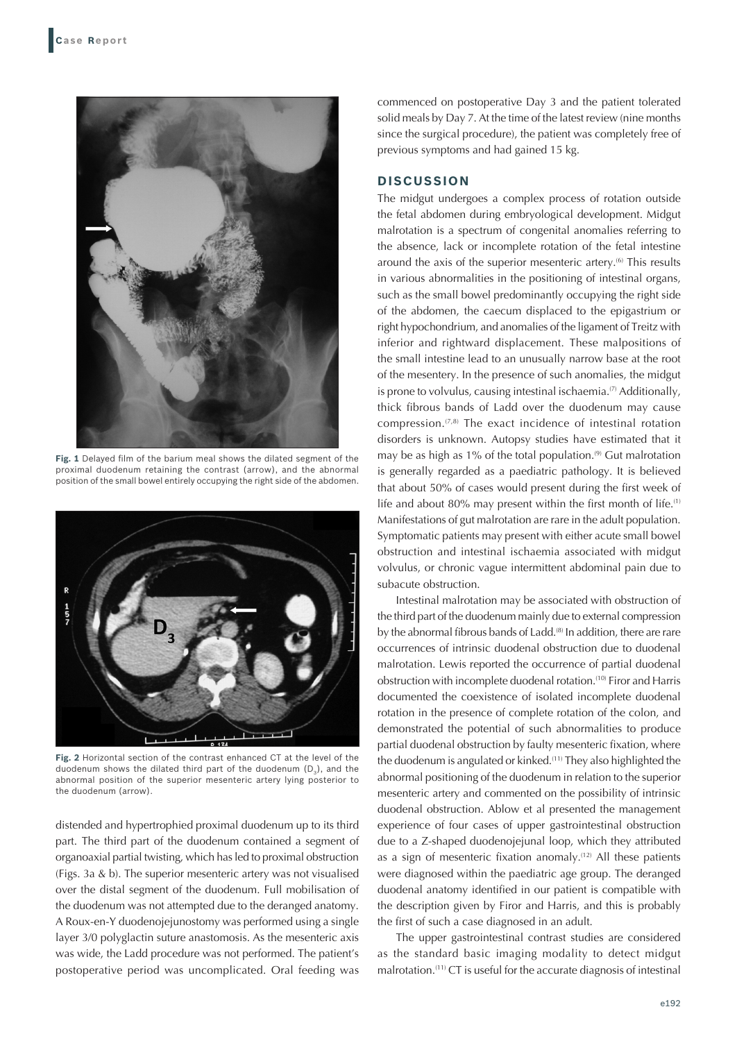**Fig. 1** Delayed film of the barium meal shows the dilated segment of the proximal duodenum retaining the contrast (arrow), and the abnormal position of the small bowel entirely occupying the right side of the abdomen.

**Fig. 2** Horizontal section of the contrast enhanced CT at the level of the duodenum shows the dilated third part of the duodenum ($D_3$), and the abnormal position of the superior mesenteric artery lying posterior to the duodenum (arrow).

distended and hypertrophied proximal duodenum up to its third part. The third part of the duodenum contained a segment of organoaxial partial twisting, which has led to proximal obstruction (Figs. 3a & b). The superior mesenteric artery was not visualised over the distal segment of the duodenum. Full mobilisation of the duodenum was not attempted due to the deranged anatomy. A Roux-en-Y duodenojejunostomy was performed using a single layer 3/0 polyglactin suture anastomosis. As the mesenteric axis was wide, the Ladd procedure was not performed. The patient's postoperative period was uncomplicated. Oral feeding was commenced on postoperative Day 3 and the patient tolerated solid meals by Day 7. At the time of the latest review (nine months since the surgical procedure), the patient was completely free of previous symptoms and had gained 15 kg.

## DISCUSSION

The midgut undergoes a complex process of rotation outside the fetal abdomen during embryological development. Midgut malrotation is a spectrum of congenital anomalies referring to the absence, lack or incomplete rotation of the fetal intestine around the axis of the superior mesenteric artery.[6] This results in various abnormalities in the positioning of intestinal organs, such as the small bowel predominantly occupying the right side of the abdomen, the caecum displaced to the epigastrium or right hypochondrium, and anomalies of the ligament of Treitz with inferior and rightward displacement. These malpositions of the small intestine lead to an unusually narrow base at the root of the mesentery. In the presence of such anomalies, the midgut is prone to volvulus, causing intestinal ischaemia.[7] Additionally, thick fibrous bands of Ladd over the duodenum may cause compression.[7,8] The exact incidence of intestinal rotation disorders is unknown. Autopsy studies have estimated that it may be as high as 1% of the total population.[9] Gut malrotation is generally regarded as a paediatric pathology. It is believed that about 50% of cases would present during the first week of life and about 80% may present within the first month of life.[1] Manifestations of gut malrotation are rare in the adult population. Symptomatic patients may present with either acute small bowel obstruction and intestinal ischaemia associated with midgut volvulus, or chronic vague intermittent abdominal pain due to subacute obstruction.

Intestinal malrotation may be associated with obstruction of the third part of the duodenum mainly due to external compression by the abnormal fibrous bands of Ladd.[8] In addition, there are rare occurrences of intrinsic duodenal obstruction due to duodenal malrotation. Lewis reported the occurrence of partial duodenal obstruction with incomplete duodenal rotation.[10] Firor and Harris documented the coexistence of isolated incomplete duodenal rotation in the presence of complete rotation of the colon, and demonstrated the potential of such abnormalities to produce partial duodenal obstruction by faulty mesenteric fixation, where the duodenum is angulated or kinked.[11] They also highlighted the abnormal positioning of the duodenum in relation to the superior mesenteric artery and commented on the possibility of intrinsic duodenal obstruction. Ablow et al presented the management experience of four cases of upper gastrointestinal obstruction due to a Z-shaped duodenojejunal loop, which they attributed as a sign of mesenteric fixation anomaly.[12] All these patients were diagnosed within the paediatric age group. The deranged duodenal anatomy identified in our patient is compatible with the description given by Firor and Harris, and this is probably the first of such a case diagnosed in an adult.

The upper gastrointestinal contrast studies are considered as the standard basic imaging modality to detect midgut malrotation.[11] CT is useful for the accurate diagnosis of intestinal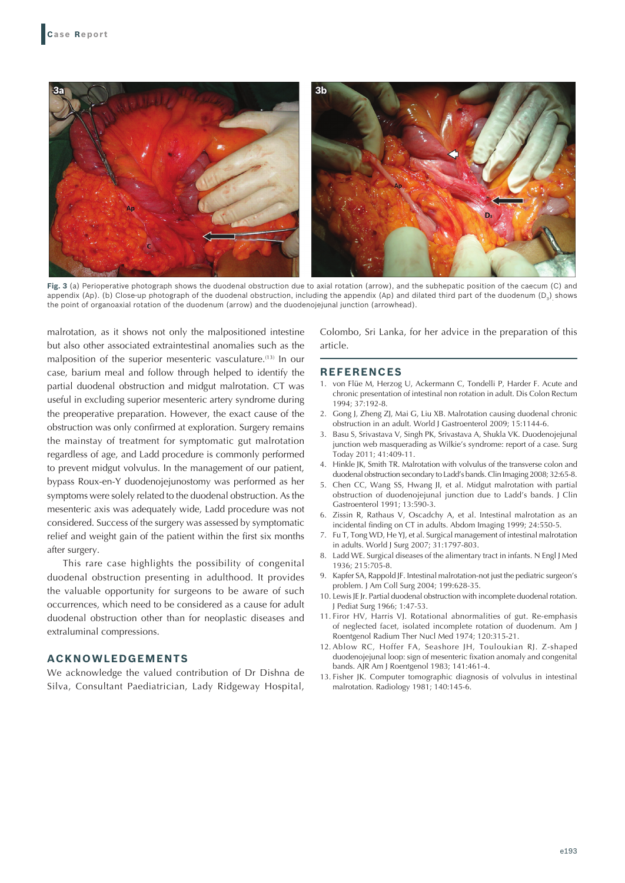Fig. 3 (a) Perioperative photograph shows the duodenal obstruction due to axial rotation (arrow), and the subhepatic position of the caecum (C) and appendix (Ap). (b) Close-up photograph of the duodenal obstruction, including the appendix (Ap) and dilated third part of the duodenum ($D_3$), shows the point of organoaxial rotation of the duodenum (arrow) and the duodenojejunal junction (arrowhead).

malrotation, as it shows not only the malpositioned intestine but also other associated extraintestinal anomalies such as the malposition of the superior mesenteric vasculature.[13] In our case, barium meal and follow through helped to identify the partial duodenal obstruction and midgut malrotation. CT was useful in excluding superior mesenteric artery syndrome during the preoperative preparation. However, the exact cause of the obstruction was only confirmed at exploration. Surgery remains the mainstay of treatment for symptomatic gut malrotation regardless of age, and Ladd procedure is commonly performed to prevent midgut volvulus. In the management of our patient, bypass Roux-en-Y duodenojejunostomy was performed as her symptoms were solely related to the duodenal obstruction. As the mesenteric axis was adequately wide, Ladd procedure was not considered. Success of the surgery was assessed by symptomatic relief and weight gain of the patient within the first six months after surgery.

This rare case highlights the possibility of congenital duodenal obstruction presenting in adulthood. It provides the valuable opportunity for surgeons to be aware of such occurrences, which need to be considered as a cause for adult duodenal obstruction other than for neoplastic diseases and extraluminal compressions.

## ACKNOWLEDGEMENTS

We acknowledge the valued contribution of Dr Dishna de Silva, Consultant Paediatrician, Lady Ridgeway Hospital, Colombo, Sri Lanka, for her advice in the preparation of this article.

## REFERENCES

1. von Flüe M, Herzog U, Ackermann C, Tondelli P, Harder F. Acute and chronic presentation of intestinal non rotation in adult. Dis Colon Rectum 1994; 37:192-8.
2. Gong J, Zheng ZJ, Mai G, Liu XB. Malrotation causing duodenal chronic obstruction in an adult. World J Gastroenterol 2009; 15:1144-6.
3. Basu S, Srivastava V, Singh PK, Srivastava A, Shukla VK. Duodenojejunal junction web masquerading as Wilkie's syndrome: report of a case. Surg Today 2011; 41:409-11.
4. Hinkle JK, Smith TR. Malrotation with volvulus of the transverse colon and duodenal obstruction secondary to Ladd's bands. Clin Imaging 2008; 32:65-8.
5. Chen CC, Wang SS, Hwang JI, et al. Midgut malrotation with partial obstruction of duodenojejunal junction due to Ladd's bands. J Clin Gastroenterol 1991; 13:590-3.
6. Zissin R, Rathaus V, Oscadchy A, et al. Intestinal malrotation as an incidental finding on CT in adults. Abdom Imaging 1999; 24:550-5.
7. Fu T, Tong WD, He YJ, et al. Surgical management of intestinal malrotation in adults. World J Surg 2007; 31:1797-803.
8. Ladd WE. Surgical diseases of the alimentary tract in infants. N Engl J Med 1936; 215:705-8.
9. Kapfer SA, Rappold JF. Intestinal malrotation-not just the pediatric surgeon's problem. J Am Coll Surg 2004; 199:628-35.
10. Lewis JE Jr. Partial duodenal obstruction with incomplete duodenal rotation. J Pediat Surg 1966; 1:47-53.
11. Firor HV, Harris VJ. Rotational abnormalities of gut. Re-emphasis of neglected facet, isolated incomplete rotation of duodenum. Am J Roentgenol Radium Ther Nucl Med 1974; 120:315-21.
12. Ablow RC, Hoffer FA, Seashore JH, Touloukian RJ. Z-shaped duodenojejunal loop: sign of mesenteric fixation anomaly and congenital bands. AJR Am J Roentgenol 1983; 141:461-4.
13. Fisher JK. Computer tomographic diagnosis of volvulus in intestinal malrotation. Radiology 1981; 140:145-6.